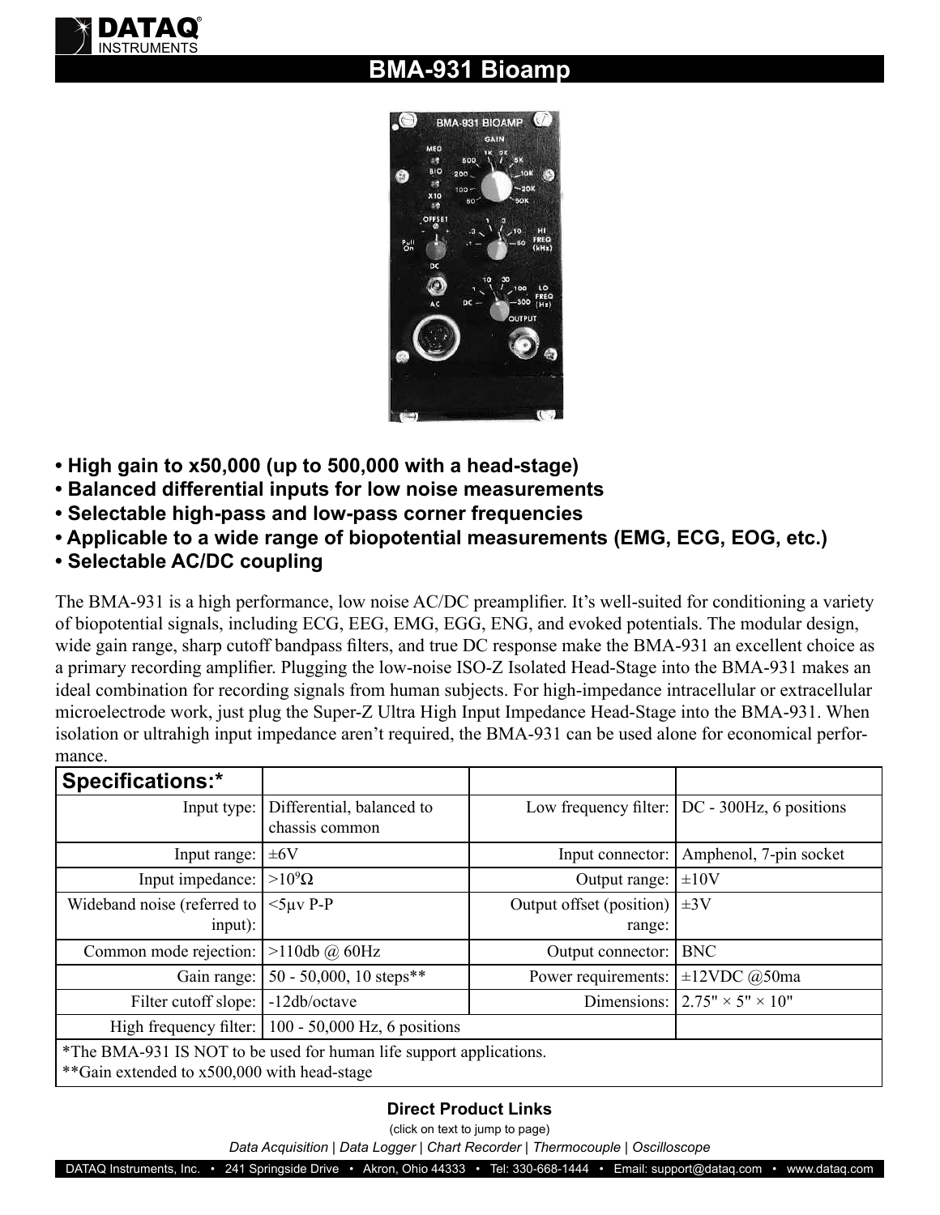# BMA-931 Bioamp

- **High gain to x50,000 (up to 500,000 with a head-stage)**
- **Balanced differential inputs for low noise measurements**
- **Selectable high-pass and low-pass corner frequencies**
- **Applicable to a wide range of biopotential measurements (EMG, ECG, EOG, etc.)**
- **Selectable AC/DC coupling**

The BMA-931 is a high performance, low noise AC/DC preamplifier. It's well-suited for conditioning a variety of biopotential signals, including ECG, EEG, EMG, EGG, ENG, and evoked potentials. The modular design, wide gain range, sharp cutoff bandpass filters, and true DC response make the BMA-931 an excellent choice as a primary recording amplifier. Plugging the low-noise ISO-Z Isolated Head-Stage into the BMA-931 makes an ideal combination for recording signals from human subjects. For high-impedance intracellular or extracellular microelectrode work, just plug the Super-Z Ultra High Input Impedance Head-Stage into the BMA-931. When isolation or ultrahigh input impedance aren't required, the BMA-931 can be used alone for economical performance.

| **Specifications:*** | | | |
|---|---|---|---|
| Input type: | Differential, balanced to chassis common | Low frequency filter: | DC - 300Hz, 6 positions |
| Input range: | ±6V | Input connector: | Amphenol, 7-pin socket |
| Input impedance: | >$10^9\Omega$ | Output range: | ±10V |
| Wideband noise (referred to input): | <5µv P-P | Output offset (position) range: | ±3V |
| Common mode rejection: | >110db @ 60Hz | Output connector: | BNC |
| Gain range: | 50 - 50,000, 10 steps** | Power requirements: | ±12VDC @50ma |
| Filter cutoff slope: | -12db/octave | Dimensions: | 2.75" × 5" × 10" |
| High frequency filter: | 100 - 50,000 Hz, 6 positions | | |

*The BMA-931 IS NOT to be used for human life support applications.
**Gain extended to x500,000 with head-stage

**Direct Product Links**

(click on text to jump to page)

*Data Acquisition | Data Logger | Chart Recorder | Thermocouple | Oscilloscope*

DATAQ Instruments, Inc. • 241 Springside Drive • Akron, Ohio 44333 • Tel: 330-668-1444 • Email: support@dataq.com • www.dataq.com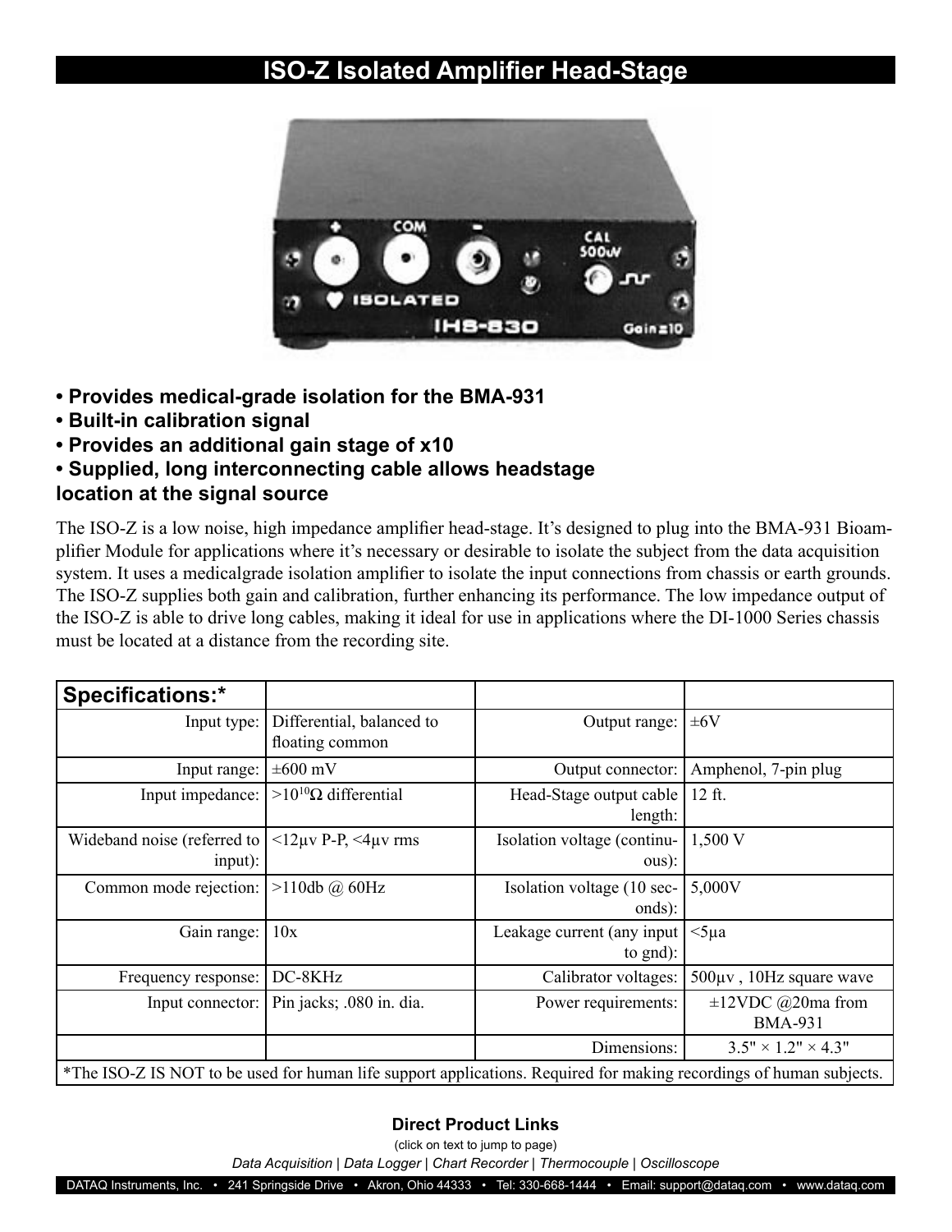# ISO-Z Isolated Amplifier Head-Stage

- **Provides medical-grade isolation for the BMA-931**
- **Built-in calibration signal**
- **Provides an additional gain stage of x10**
- **Supplied, long interconnecting cable allows headstage location at the signal source**

The ISO-Z is a low noise, high impedance amplifier head-stage. It's designed to plug into the BMA-931 Bioamplifier Module for applications where it's necessary or desirable to isolate the subject from the data acquisition system. It uses a medicalgrade isolation amplifier to isolate the input connections from chassis or earth grounds. The ISO-Z supplies both gain and calibration, further enhancing its performance. The low impedance output of the ISO-Z is able to drive long cables, making it ideal for use in applications where the DI-1000 Series chassis must be located at a distance from the recording site.

| **Specifications:*** | | | |
|---|---|---|---|
| Input type: | Differential, balanced to floating common | Output range: | ±6V |
| Input range: | ±600 mV | Output connector: | Amphenol, 7-pin plug |
| Input impedance: | $>10^{10}\Omega$ differential | Head-Stage output cable length: | 12 ft. |
| Wideband noise (referred to input): | <12µv P-P, <4µv rms | Isolation voltage (continuous): | 1,500 V |
| Common mode rejection: | >110db @ 60Hz | Isolation voltage (10 seconds): | 5,000V |
| Gain range: | 10x | Leakage current (any input to gnd): | <5µa |
| Frequency response: | DC-8KHz | Calibrator voltages: | 500µv , 10Hz square wave |
| Input connector: | Pin jacks; .080 in. dia. | Power requirements: | ±12VDC @20ma from BMA-931 |
| | | Dimensions: | 3.5" × 1.2" × 4.3" |

*The ISO-Z IS NOT to be used for human life support applications. Required for making recordings of human subjects.

**Direct Product Links**

(click on text to jump to page)

*Data Acquisition | Data Logger | Chart Recorder | Thermocouple | Oscilloscope*

DATAQ Instruments, Inc. • 241 Springside Drive • Akron, Ohio 44333 • Tel: 330-668-1444 • Email: support@dataq.com • www.dataq.com